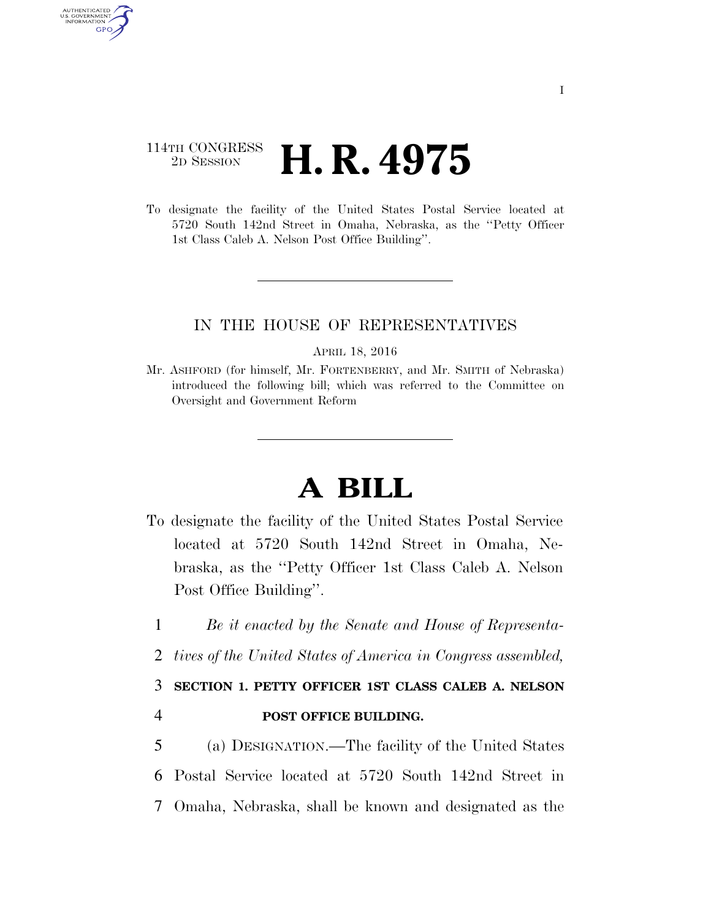114TH CONGRESS
2D SESSION

# H. R. 4975

To designate the facility of the United States Postal Service located at 5720 South 142nd Street in Omaha, Nebraska, as the ''Petty Officer 1st Class Caleb A. Nelson Post Office Building''.

IN THE HOUSE OF REPRESENTATIVES

APRIL 18, 2016

Mr. ASHFORD (for himself, Mr. FORTENBERRY, and Mr. SMITH of Nebraska) introduced the following bill; which was referred to the Committee on Oversight and Government Reform

# A BILL

To designate the facility of the United States Postal Service located at 5720 South 142nd Street in Omaha, Nebraska, as the ''Petty Officer 1st Class Caleb A. Nelson Post Office Building''.

1 *Be it enacted by the Senate and House of Representa-*
2 *tives of the United States of America in Congress assembled,*

3 **SECTION 1. PETTY OFFICER 1ST CLASS CALEB A. NELSON**
4 **POST OFFICE BUILDING.**

5 (a) DESIGNATION.—The facility of the United States
6 Postal Service located at 5720 South 142nd Street in
7 Omaha, Nebraska, shall be known and designated as the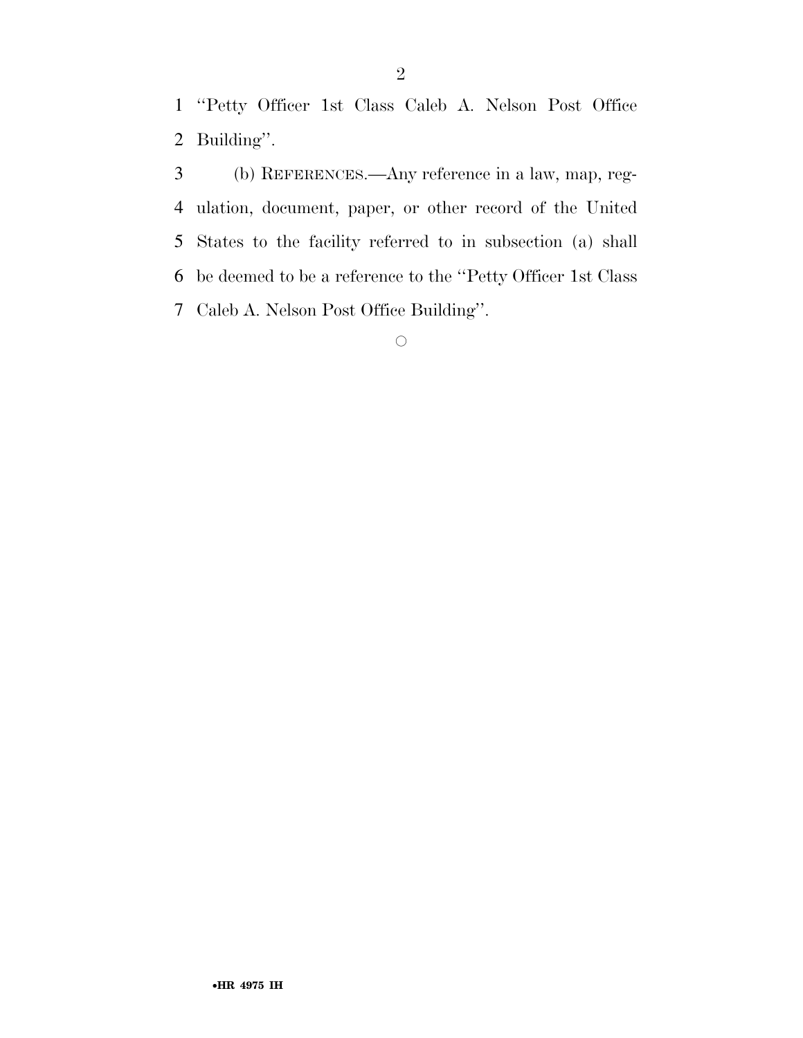"Petty Officer 1st Class Caleb A. Nelson Post Office Building".

(b) REFERENCES.—Any reference in a law, map, regulation, document, paper, or other record of the United States to the facility referred to in subsection (a) shall be deemed to be a reference to the "Petty Officer 1st Class Caleb A. Nelson Post Office Building".

○